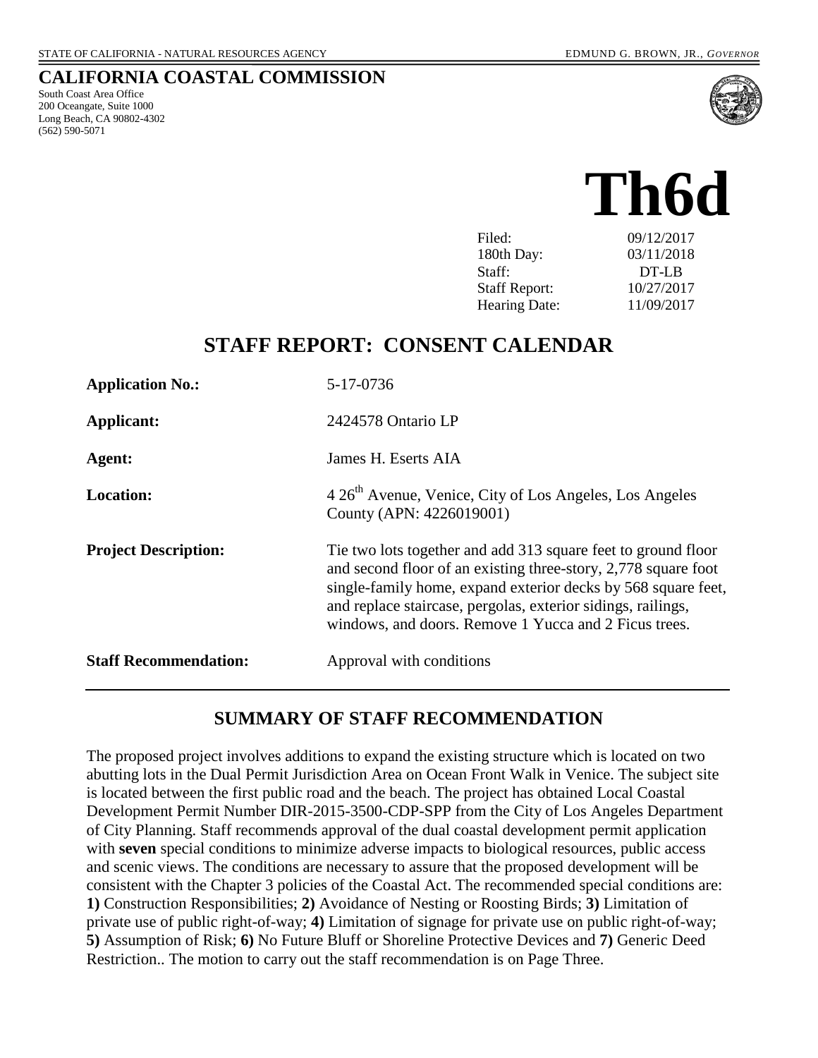STATE OF CALIFORNIA - NATURAL RESOURCES AGENCY EDMUND G. BROWN, JR., *GOVERNOR*

# CALIFORNIA COASTAL COMMISSION

South Coast Area Office
200 Oceangate, Suite 1000
Long Beach, CA 90802-4302
(562) 590-5071

# Th6d

| | |
|---|---|
| Filed: | 09/12/2017 |
| 180th Day: | 03/11/2018 |
| Staff: | DT-LB |
| Staff Report: | 10/27/2017 |
| Hearing Date: | 11/09/2017 |

## STAFF REPORT: CONSENT CALENDAR

| | |
|---|---|
| **Application No.:** | 5-17-0736 |
| **Applicant:** | 2424578 Ontario LP |
| **Agent:** | James H. Eserts AIA |
| **Location:** | 4 26th Avenue, Venice, City of Los Angeles, Los Angeles County (APN: 4226019001) |
| **Project Description:** | Tie two lots together and add 313 square feet to ground floor and second floor of an existing three-story, 2,778 square foot single-family home, expand exterior decks by 568 square feet, and replace staircase, pergolas, exterior sidings, railings, windows, and doors. Remove 1 Yucca and 2 Ficus trees. |
| **Staff Recommendation:** | Approval with conditions |

## SUMMARY OF STAFF RECOMMENDATION

The proposed project involves additions to expand the existing structure which is located on two abutting lots in the Dual Permit Jurisdiction Area on Ocean Front Walk in Venice. The subject site is located between the first public road and the beach. The project has obtained Local Coastal Development Permit Number DIR-2015-3500-CDP-SPP from the City of Los Angeles Department of City Planning. Staff recommends approval of the dual coastal development permit application with **seven** special conditions to minimize adverse impacts to biological resources, public access and scenic views. The conditions are necessary to assure that the proposed development will be consistent with the Chapter 3 policies of the Coastal Act. The recommended special conditions are: **1)** Construction Responsibilities; **2)** Avoidance of Nesting or Roosting Birds; **3)** Limitation of private use of public right-of-way; **4)** Limitation of signage for private use on public right-of-way; **5)** Assumption of Risk; **6)** No Future Bluff or Shoreline Protective Devices and **7)** Generic Deed Restriction.. The motion to carry out the staff recommendation is on Page Three.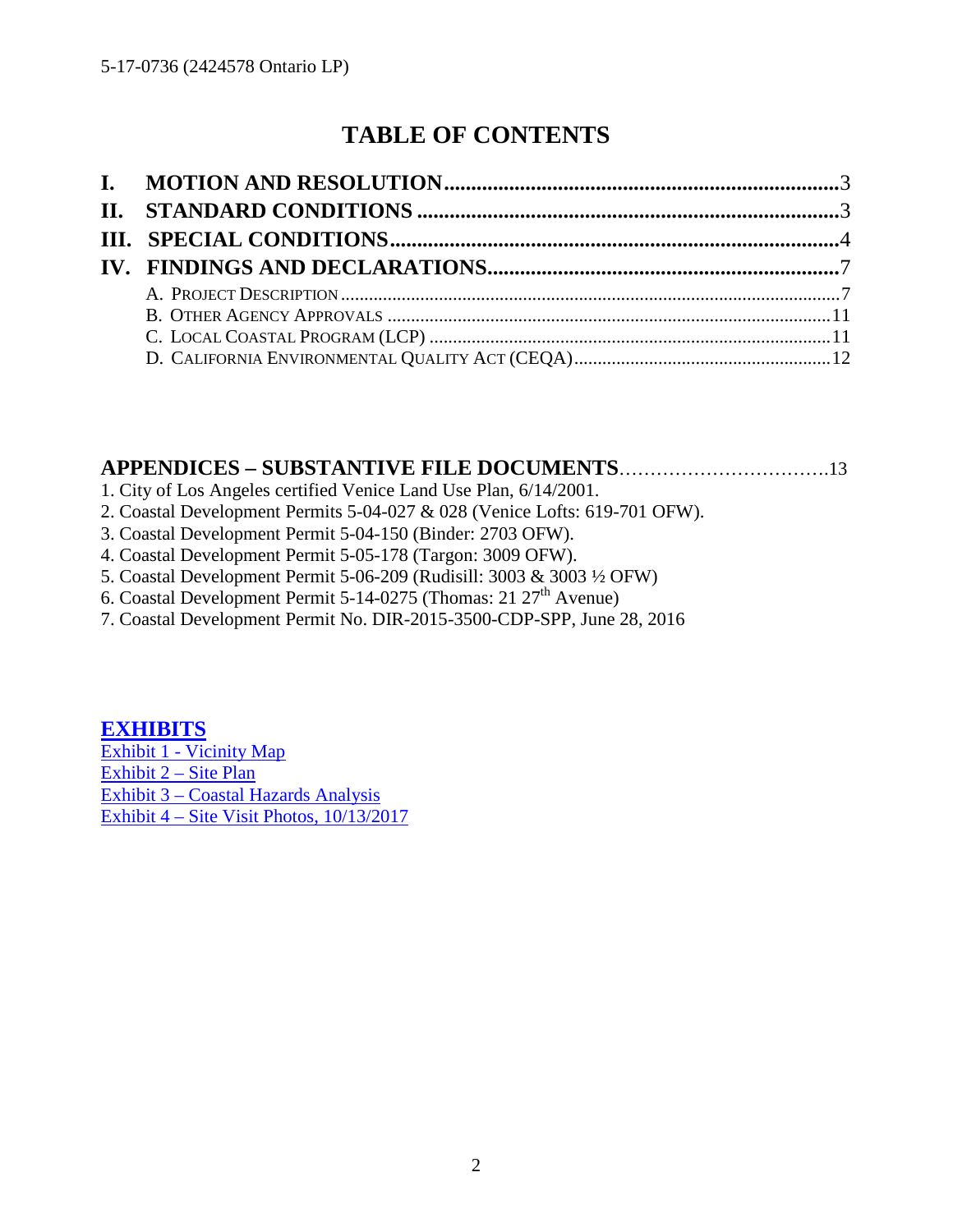# TABLE OF CONTENTS

**I. MOTION AND RESOLUTION** .......................................................................... 3
**II. STANDARD CONDITIONS** .......................................................................... 3
**III. SPECIAL CONDITIONS** .......................................................................... 4
**IV. FINDINGS AND DECLARATIONS** .......................................................................... 7

- A. PROJECT DESCRIPTION .......................................................................... 7
- B. OTHER AGENCY APPROVALS .......................................................................... 11
- C. LOCAL COASTAL PROGRAM (LCP) .......................................................................... 11
- D. CALIFORNIA ENVIRONMENTAL QUALITY ACT (CEQA) .......................................................................... 12

**APPENDICES – SUBSTANTIVE FILE DOCUMENTS**..................................13

1. City of Los Angeles certified Venice Land Use Plan, 6/14/2001.
2. Coastal Development Permits 5-04-027 & 028 (Venice Lofts: 619-701 OFW).
3. Coastal Development Permit 5-04-150 (Binder: 2703 OFW).
4. Coastal Development Permit 5-05-178 (Targon: 3009 OFW).
5. Coastal Development Permit 5-06-209 (Rudisill: 3003 & 3003 ½ OFW)
6. Coastal Development Permit 5-14-0275 (Thomas: 21 27th Avenue)
7. Coastal Development Permit No. DIR-2015-3500-CDP-SPP, June 28, 2016

**EXHIBITS**

Exhibit 1 - Vicinity Map
Exhibit 2 – Site Plan
Exhibit 3 – Coastal Hazards Analysis
Exhibit 4 – Site Visit Photos, 10/13/2017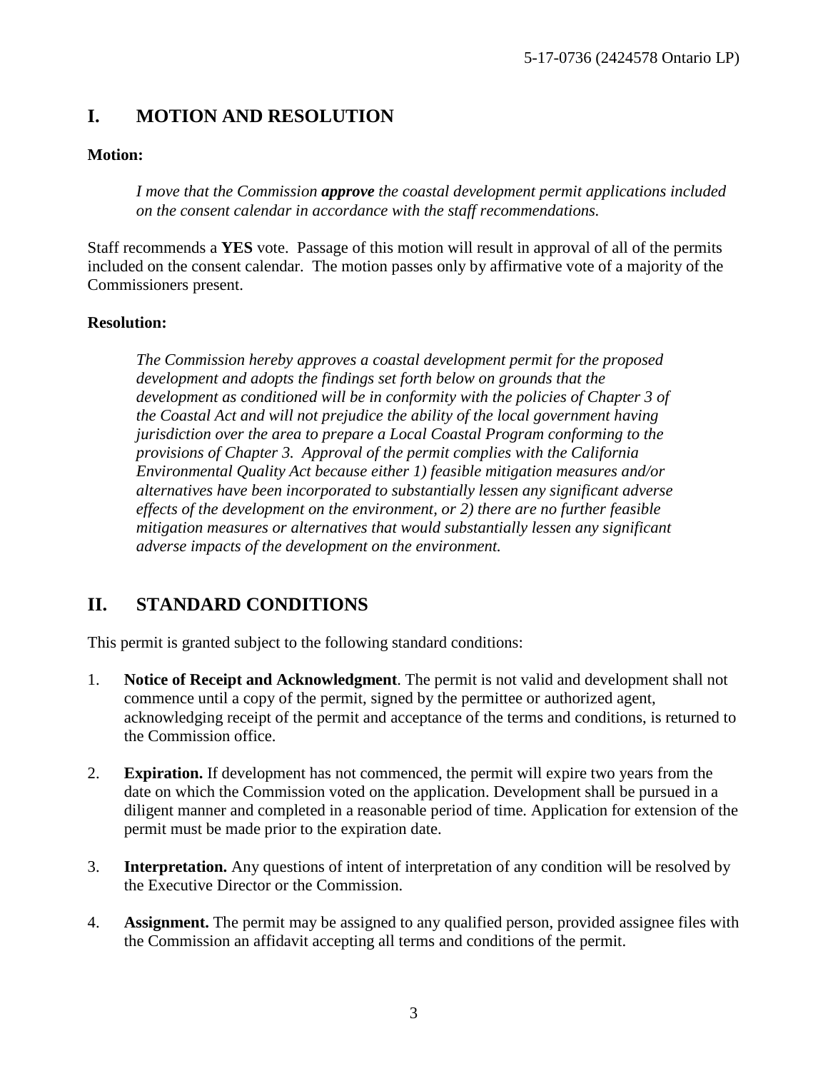## I. MOTION AND RESOLUTION

**Motion:**

> *I move that the Commission* ***approve*** *the coastal development permit applications included on the consent calendar in accordance with the staff recommendations.*

Staff recommends a **YES** vote. Passage of this motion will result in approval of all of the permits included on the consent calendar. The motion passes only by affirmative vote of a majority of the Commissioners present.

**Resolution:**

> *The Commission hereby approves a coastal development permit for the proposed development and adopts the findings set forth below on grounds that the development as conditioned will be in conformity with the policies of Chapter 3 of the Coastal Act and will not prejudice the ability of the local government having jurisdiction over the area to prepare a Local Coastal Program conforming to the provisions of Chapter 3. Approval of the permit complies with the California Environmental Quality Act because either 1) feasible mitigation measures and/or alternatives have been incorporated to substantially lessen any significant adverse effects of the development on the environment, or 2) there are no further feasible mitigation measures or alternatives that would substantially lessen any significant adverse impacts of the development on the environment.*

## II. STANDARD CONDITIONS

This permit is granted subject to the following standard conditions:

1. **Notice of Receipt and Acknowledgment**. The permit is not valid and development shall not commence until a copy of the permit, signed by the permittee or authorized agent, acknowledging receipt of the permit and acceptance of the terms and conditions, is returned to the Commission office.

2. **Expiration.** If development has not commenced, the permit will expire two years from the date on which the Commission voted on the application. Development shall be pursued in a diligent manner and completed in a reasonable period of time. Application for extension of the permit must be made prior to the expiration date.

3. **Interpretation.** Any questions of intent of interpretation of any condition will be resolved by the Executive Director or the Commission.

4. **Assignment.** The permit may be assigned to any qualified person, provided assignee files with the Commission an affidavit accepting all terms and conditions of the permit.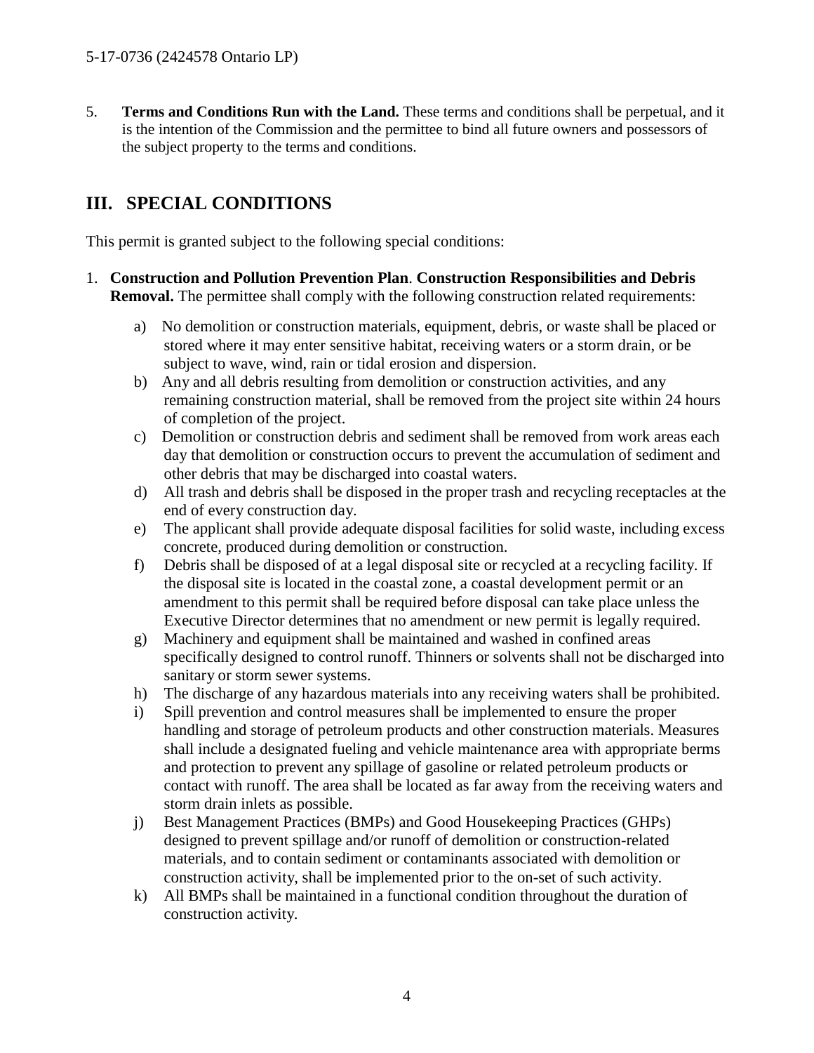5. **Terms and Conditions Run with the Land.** These terms and conditions shall be perpetual, and it is the intention of the Commission and the permittee to bind all future owners and possessors of the subject property to the terms and conditions.

## III. SPECIAL CONDITIONS

This permit is granted subject to the following special conditions:

1. **Construction and Pollution Prevention Plan**. **Construction Responsibilities and Debris Removal.** The permittee shall comply with the following construction related requirements:

    a) No demolition or construction materials, equipment, debris, or waste shall be placed or stored where it may enter sensitive habitat, receiving waters or a storm drain, or be subject to wave, wind, rain or tidal erosion and dispersion.

    b) Any and all debris resulting from demolition or construction activities, and any remaining construction material, shall be removed from the project site within 24 hours of completion of the project.

    c) Demolition or construction debris and sediment shall be removed from work areas each day that demolition or construction occurs to prevent the accumulation of sediment and other debris that may be discharged into coastal waters.

    d) All trash and debris shall be disposed in the proper trash and recycling receptacles at the end of every construction day.

    e) The applicant shall provide adequate disposal facilities for solid waste, including excess concrete, produced during demolition or construction.

    f) Debris shall be disposed of at a legal disposal site or recycled at a recycling facility. If the disposal site is located in the coastal zone, a coastal development permit or an amendment to this permit shall be required before disposal can take place unless the Executive Director determines that no amendment or new permit is legally required.

    g) Machinery and equipment shall be maintained and washed in confined areas specifically designed to control runoff. Thinners or solvents shall not be discharged into sanitary or storm sewer systems.

    h) The discharge of any hazardous materials into any receiving waters shall be prohibited.

    i) Spill prevention and control measures shall be implemented to ensure the proper handling and storage of petroleum products and other construction materials. Measures shall include a designated fueling and vehicle maintenance area with appropriate berms and protection to prevent any spillage of gasoline or related petroleum products or contact with runoff. The area shall be located as far away from the receiving waters and storm drain inlets as possible.

    j) Best Management Practices (BMPs) and Good Housekeeping Practices (GHPs) designed to prevent spillage and/or runoff of demolition or construction-related materials, and to contain sediment or contaminants associated with demolition or construction activity, shall be implemented prior to the on-set of such activity.

    k) All BMPs shall be maintained in a functional condition throughout the duration of construction activity.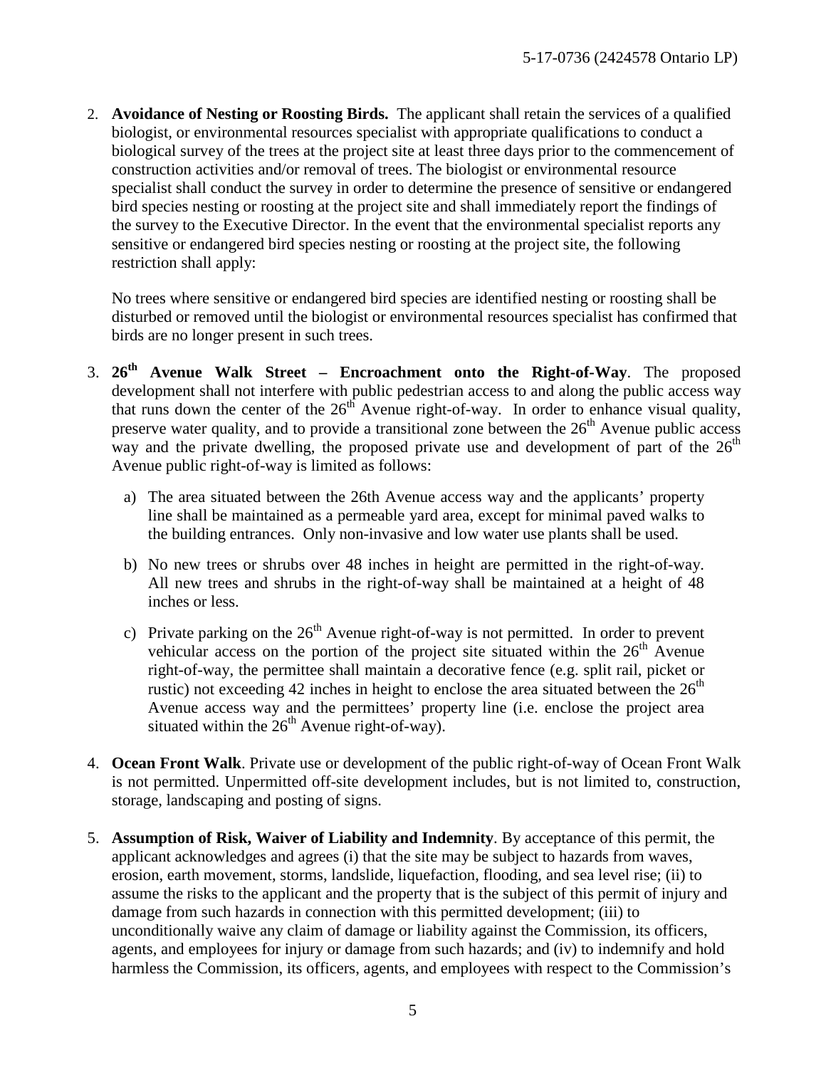2. **Avoidance of Nesting or Roosting Birds.** The applicant shall retain the services of a qualified biologist, or environmental resources specialist with appropriate qualifications to conduct a biological survey of the trees at the project site at least three days prior to the commencement of construction activities and/or removal of trees. The biologist or environmental resource specialist shall conduct the survey in order to determine the presence of sensitive or endangered bird species nesting or roosting at the project site and shall immediately report the findings of the survey to the Executive Director. In the event that the environmental specialist reports any sensitive or endangered bird species nesting or roosting at the project site, the following restriction shall apply:

   No trees where sensitive or endangered bird species are identified nesting or roosting shall be disturbed or removed until the biologist or environmental resources specialist has confirmed that birds are no longer present in such trees.

3. **26th Avenue Walk Street – Encroachment onto the Right-of-Way**. The proposed development shall not interfere with public pedestrian access to and along the public access way that runs down the center of the 26th Avenue right-of-way. In order to enhance visual quality, preserve water quality, and to provide a transitional zone between the 26th Avenue public access way and the private dwelling, the proposed private use and development of part of the 26th Avenue public right-of-way is limited as follows:

   a) The area situated between the 26th Avenue access way and the applicants' property line shall be maintained as a permeable yard area, except for minimal paved walks to the building entrances. Only non-invasive and low water use plants shall be used.

   b) No new trees or shrubs over 48 inches in height are permitted in the right-of-way. All new trees and shrubs in the right-of-way shall be maintained at a height of 48 inches or less.

   c) Private parking on the 26th Avenue right-of-way is not permitted. In order to prevent vehicular access on the portion of the project site situated within the 26th Avenue right-of-way, the permittee shall maintain a decorative fence (e.g. split rail, picket or rustic) not exceeding 42 inches in height to enclose the area situated between the 26th Avenue access way and the permittees' property line (i.e. enclose the project area situated within the 26th Avenue right-of-way).

4. **Ocean Front Walk**. Private use or development of the public right-of-way of Ocean Front Walk is not permitted. Unpermitted off-site development includes, but is not limited to, construction, storage, landscaping and posting of signs.

5. **Assumption of Risk, Waiver of Liability and Indemnity**. By acceptance of this permit, the applicant acknowledges and agrees (i) that the site may be subject to hazards from waves, erosion, earth movement, storms, landslide, liquefaction, flooding, and sea level rise; (ii) to assume the risks to the applicant and the property that is the subject of this permit of injury and damage from such hazards in connection with this permitted development; (iii) to unconditionally waive any claim of damage or liability against the Commission, its officers, agents, and employees for injury or damage from such hazards; and (iv) to indemnify and hold harmless the Commission, its officers, agents, and employees with respect to the Commission's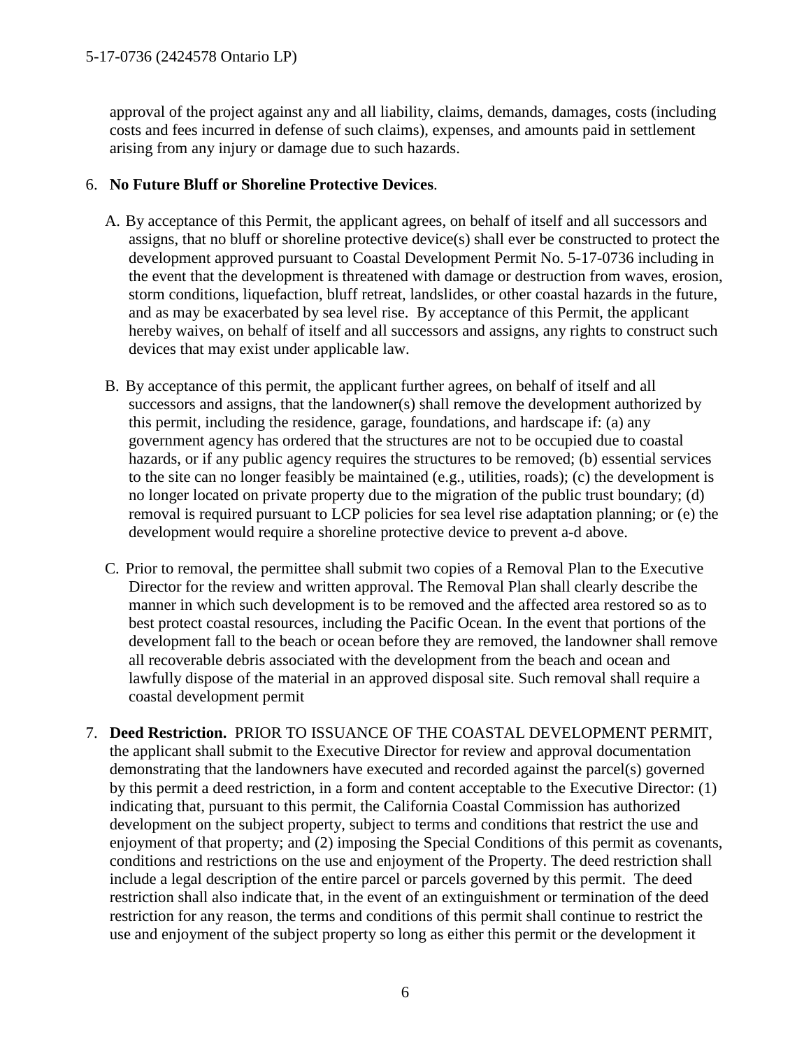approval of the project against any and all liability, claims, demands, damages, costs (including costs and fees incurred in defense of such claims), expenses, and amounts paid in settlement arising from any injury or damage due to such hazards.

6. **No Future Bluff or Shoreline Protective Devices**.

   A. By acceptance of this Permit, the applicant agrees, on behalf of itself and all successors and assigns, that no bluff or shoreline protective device(s) shall ever be constructed to protect the development approved pursuant to Coastal Development Permit No. 5-17-0736 including in the event that the development is threatened with damage or destruction from waves, erosion, storm conditions, liquefaction, bluff retreat, landslides, or other coastal hazards in the future, and as may be exacerbated by sea level rise. By acceptance of this Permit, the applicant hereby waives, on behalf of itself and all successors and assigns, any rights to construct such devices that may exist under applicable law.

   B. By acceptance of this permit, the applicant further agrees, on behalf of itself and all successors and assigns, that the landowner(s) shall remove the development authorized by this permit, including the residence, garage, foundations, and hardscape if: (a) any government agency has ordered that the structures are not to be occupied due to coastal hazards, or if any public agency requires the structures to be removed; (b) essential services to the site can no longer feasibly be maintained (e.g., utilities, roads); (c) the development is no longer located on private property due to the migration of the public trust boundary; (d) removal is required pursuant to LCP policies for sea level rise adaptation planning; or (e) the development would require a shoreline protective device to prevent a-d above.

   C. Prior to removal, the permittee shall submit two copies of a Removal Plan to the Executive Director for the review and written approval. The Removal Plan shall clearly describe the manner in which such development is to be removed and the affected area restored so as to best protect coastal resources, including the Pacific Ocean. In the event that portions of the development fall to the beach or ocean before they are removed, the landowner shall remove all recoverable debris associated with the development from the beach and ocean and lawfully dispose of the material in an approved disposal site. Such removal shall require a coastal development permit

7. **Deed Restriction.** PRIOR TO ISSUANCE OF THE COASTAL DEVELOPMENT PERMIT, the applicant shall submit to the Executive Director for review and approval documentation demonstrating that the landowners have executed and recorded against the parcel(s) governed by this permit a deed restriction, in a form and content acceptable to the Executive Director: (1) indicating that, pursuant to this permit, the California Coastal Commission has authorized development on the subject property, subject to terms and conditions that restrict the use and enjoyment of that property; and (2) imposing the Special Conditions of this permit as covenants, conditions and restrictions on the use and enjoyment of the Property. The deed restriction shall include a legal description of the entire parcel or parcels governed by this permit. The deed restriction shall also indicate that, in the event of an extinguishment or termination of the deed restriction for any reason, the terms and conditions of this permit shall continue to restrict the use and enjoyment of the subject property so long as either this permit or the development it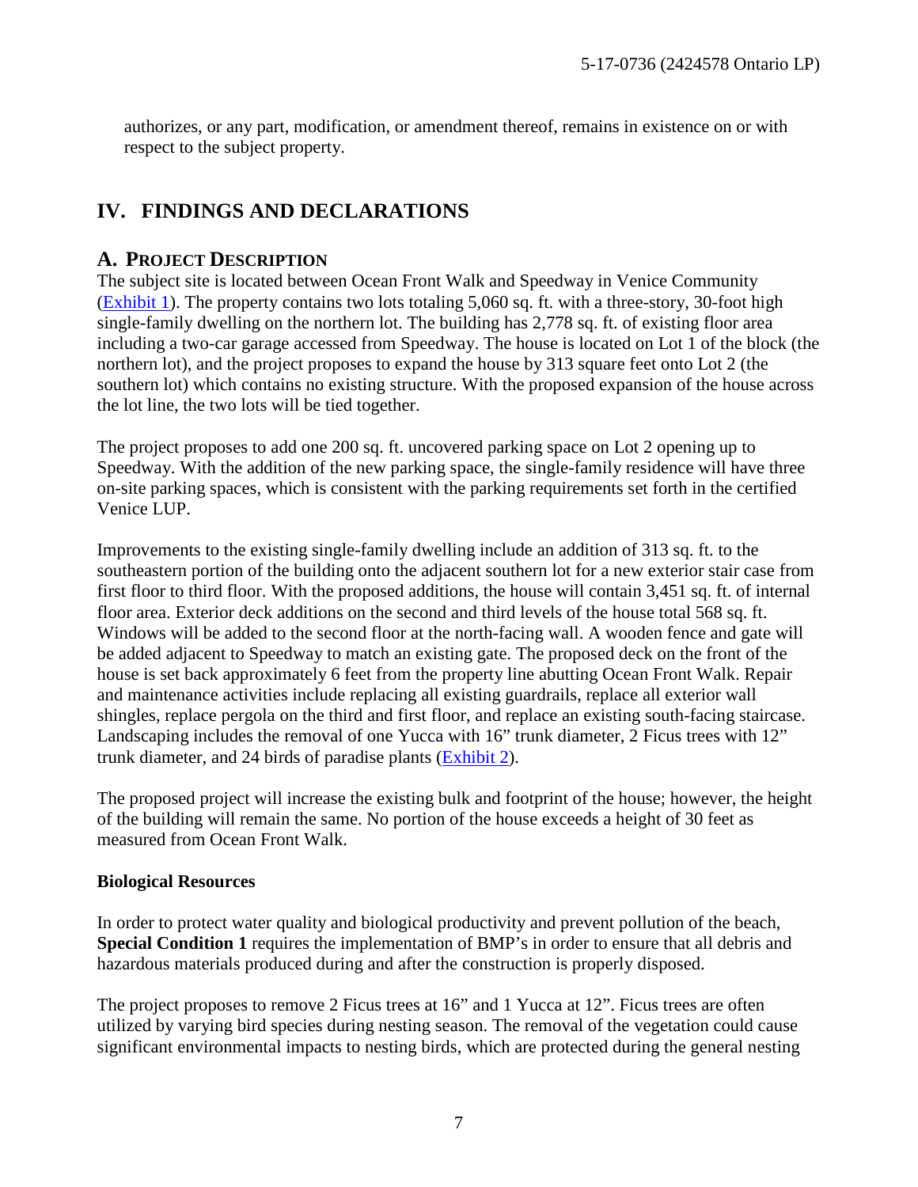authorizes, or any part, modification, or amendment thereof, remains in existence on or with respect to the subject property.

## IV. FINDINGS AND DECLARATIONS

### A. PROJECT DESCRIPTION

The subject site is located between Ocean Front Walk and Speedway in Venice Community (Exhibit 1). The property contains two lots totaling 5,060 sq. ft. with a three-story, 30-foot high single-family dwelling on the northern lot. The building has 2,778 sq. ft. of existing floor area including a two-car garage accessed from Speedway. The house is located on Lot 1 of the block (the northern lot), and the project proposes to expand the house by 313 square feet onto Lot 2 (the southern lot) which contains no existing structure. With the proposed expansion of the house across the lot line, the two lots will be tied together.

The project proposes to add one 200 sq. ft. uncovered parking space on Lot 2 opening up to Speedway. With the addition of the new parking space, the single-family residence will have three on-site parking spaces, which is consistent with the parking requirements set forth in the certified Venice LUP.

Improvements to the existing single-family dwelling include an addition of 313 sq. ft. to the southeastern portion of the building onto the adjacent southern lot for a new exterior stair case from first floor to third floor. With the proposed additions, the house will contain 3,451 sq. ft. of internal floor area. Exterior deck additions on the second and third levels of the house total 568 sq. ft. Windows will be added to the second floor at the north-facing wall. A wooden fence and gate will be added adjacent to Speedway to match an existing gate. The proposed deck on the front of the house is set back approximately 6 feet from the property line abutting Ocean Front Walk. Repair and maintenance activities include replacing all existing guardrails, replace all exterior wall shingles, replace pergola on the third and first floor, and replace an existing south-facing staircase. Landscaping includes the removal of one Yucca with 16" trunk diameter, 2 Ficus trees with 12" trunk diameter, and 24 birds of paradise plants (Exhibit 2).

The proposed project will increase the existing bulk and footprint of the house; however, the height of the building will remain the same. No portion of the house exceeds a height of 30 feet as measured from Ocean Front Walk.

**Biological Resources**

In order to protect water quality and biological productivity and prevent pollution of the beach, **Special Condition 1** requires the implementation of BMP's in order to ensure that all debris and hazardous materials produced during and after the construction is properly disposed.

The project proposes to remove 2 Ficus trees at 16" and 1 Yucca at 12". Ficus trees are often utilized by varying bird species during nesting season. The removal of the vegetation could cause significant environmental impacts to nesting birds, which are protected during the general nesting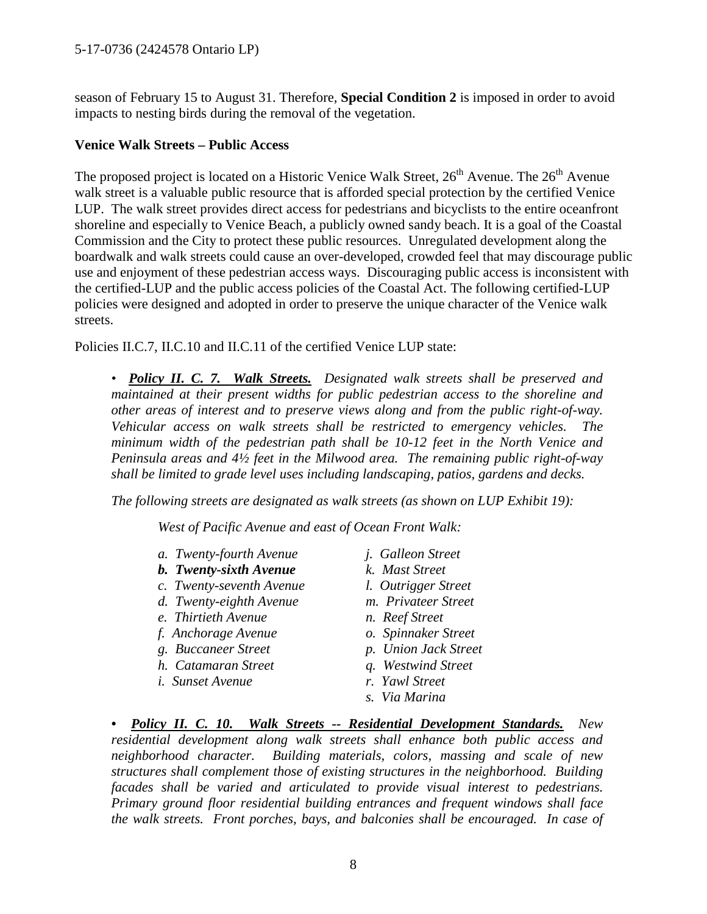season of February 15 to August 31. Therefore, **Special Condition 2** is imposed in order to avoid impacts to nesting birds during the removal of the vegetation.

**Venice Walk Streets – Public Access**

The proposed project is located on a Historic Venice Walk Street, 26th Avenue. The 26th Avenue walk street is a valuable public resource that is afforded special protection by the certified Venice LUP. The walk street provides direct access for pedestrians and bicyclists to the entire oceanfront shoreline and especially to Venice Beach, a publicly owned sandy beach. It is a goal of the Coastal Commission and the City to protect these public resources. Unregulated development along the boardwalk and walk streets could cause an over-developed, crowded feel that may discourage public use and enjoyment of these pedestrian access ways. Discouraging public access is inconsistent with the certified-LUP and the public access policies of the Coastal Act. The following certified-LUP policies were designed and adopted in order to preserve the unique character of the Venice walk streets.

Policies II.C.7, II.C.10 and II.C.11 of the certified Venice LUP state:

> • ***Policy II. C. 7. Walk Streets.*** *Designated walk streets shall be preserved and maintained at their present widths for public pedestrian access to the shoreline and other areas of interest and to preserve views along and from the public right-of-way. Vehicular access on walk streets shall be restricted to emergency vehicles. The minimum width of the pedestrian path shall be 10-12 feet in the North Venice and Peninsula areas and 4½ feet in the Milwood area. The remaining public right-of-way shall be limited to grade level uses including landscaping, patios, gardens and decks.*
>
> *The following streets are designated as walk streets (as shown on LUP Exhibit 19):*
>
> *West of Pacific Avenue and east of Ocean Front Walk:*
>
> *a. Twenty-fourth Avenue*
> ***b. Twenty-sixth Avenue***
> *c. Twenty-seventh Avenue*
> *d. Twenty-eighth Avenue*
> *e. Thirtieth Avenue*
> *f. Anchorage Avenue*
> *g. Buccaneer Street*
> *h. Catamaran Street*
> *i. Sunset Avenue*
> *j. Galleon Street*
> *k. Mast Street*
> *l. Outrigger Street*
> *m. Privateer Street*
> *n. Reef Street*
> *o. Spinnaker Street*
> *p. Union Jack Street*
> *q. Westwind Street*
> *r. Yawl Street*
> *s. Via Marina*
>
> • ***Policy II. C. 10. Walk Streets -- Residential Development Standards.*** *New residential development along walk streets shall enhance both public access and neighborhood character. Building materials, colors, massing and scale of new structures shall complement those of existing structures in the neighborhood. Building facades shall be varied and articulated to provide visual interest to pedestrians. Primary ground floor residential building entrances and frequent windows shall face the walk streets. Front porches, bays, and balconies shall be encouraged. In case of*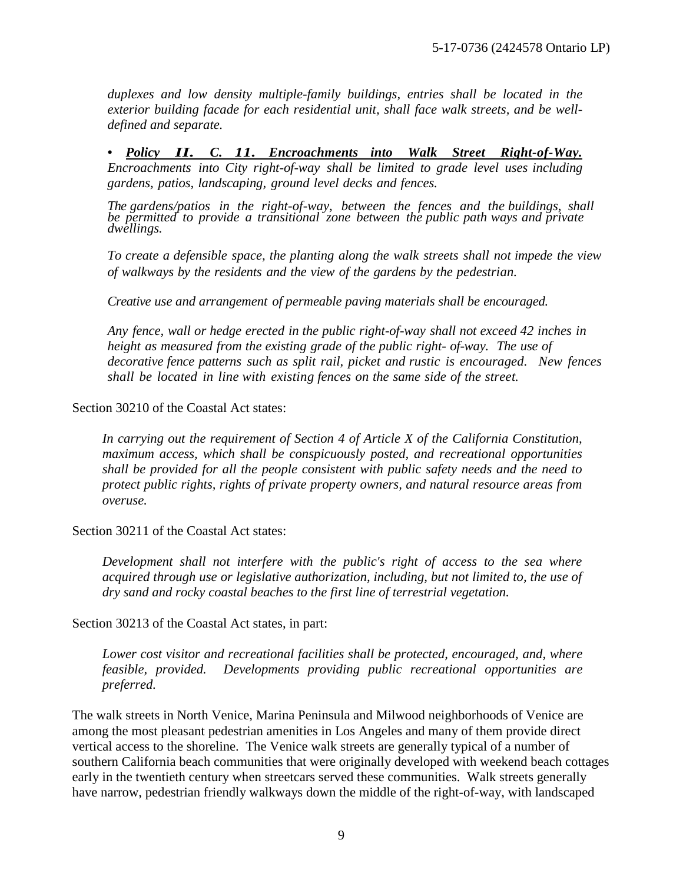*duplexes and low density multiple-family buildings, entries shall be located in the exterior building facade for each residential unit, shall face walk streets, and be well-defined and separate.*

• ***Policy II. C. 11. Encroachments into Walk Street Right-of-Way.*** *Encroachments into City right-of-way shall be limited to grade level uses including gardens, patios, landscaping, ground level decks and fences.*

*The gardens/patios in the right-of-way, between the fences and the buildings, shall be permitted to provide a transitional zone between the public path ways and private dwellings.*

*To create a defensible space, the planting along the walk streets shall not impede the view of walkways by the residents and the view of the gardens by the pedestrian.*

*Creative use and arrangement of permeable paving materials shall be encouraged.*

*Any fence, wall or hedge erected in the public right-of-way shall not exceed 42 inches in height as measured from the existing grade of the public right- of-way. The use of decorative fence patterns such as split rail, picket and rustic is encouraged. New fences shall be located in line with existing fences on the same side of the street.*

Section 30210 of the Coastal Act states:

> *In carrying out the requirement of Section 4 of Article X of the California Constitution, maximum access, which shall be conspicuously posted, and recreational opportunities shall be provided for all the people consistent with public safety needs and the need to protect public rights, rights of private property owners, and natural resource areas from overuse.*

Section 30211 of the Coastal Act states:

> *Development shall not interfere with the public's right of access to the sea where acquired through use or legislative authorization, including, but not limited to, the use of dry sand and rocky coastal beaches to the first line of terrestrial vegetation.*

Section 30213 of the Coastal Act states, in part:

> *Lower cost visitor and recreational facilities shall be protected, encouraged, and, where feasible, provided. Developments providing public recreational opportunities are preferred.*

The walk streets in North Venice, Marina Peninsula and Milwood neighborhoods of Venice are among the most pleasant pedestrian amenities in Los Angeles and many of them provide direct vertical access to the shoreline. The Venice walk streets are generally typical of a number of southern California beach communities that were originally developed with weekend beach cottages early in the twentieth century when streetcars served these communities. Walk streets generally have narrow, pedestrian friendly walkways down the middle of the right-of-way, with landscaped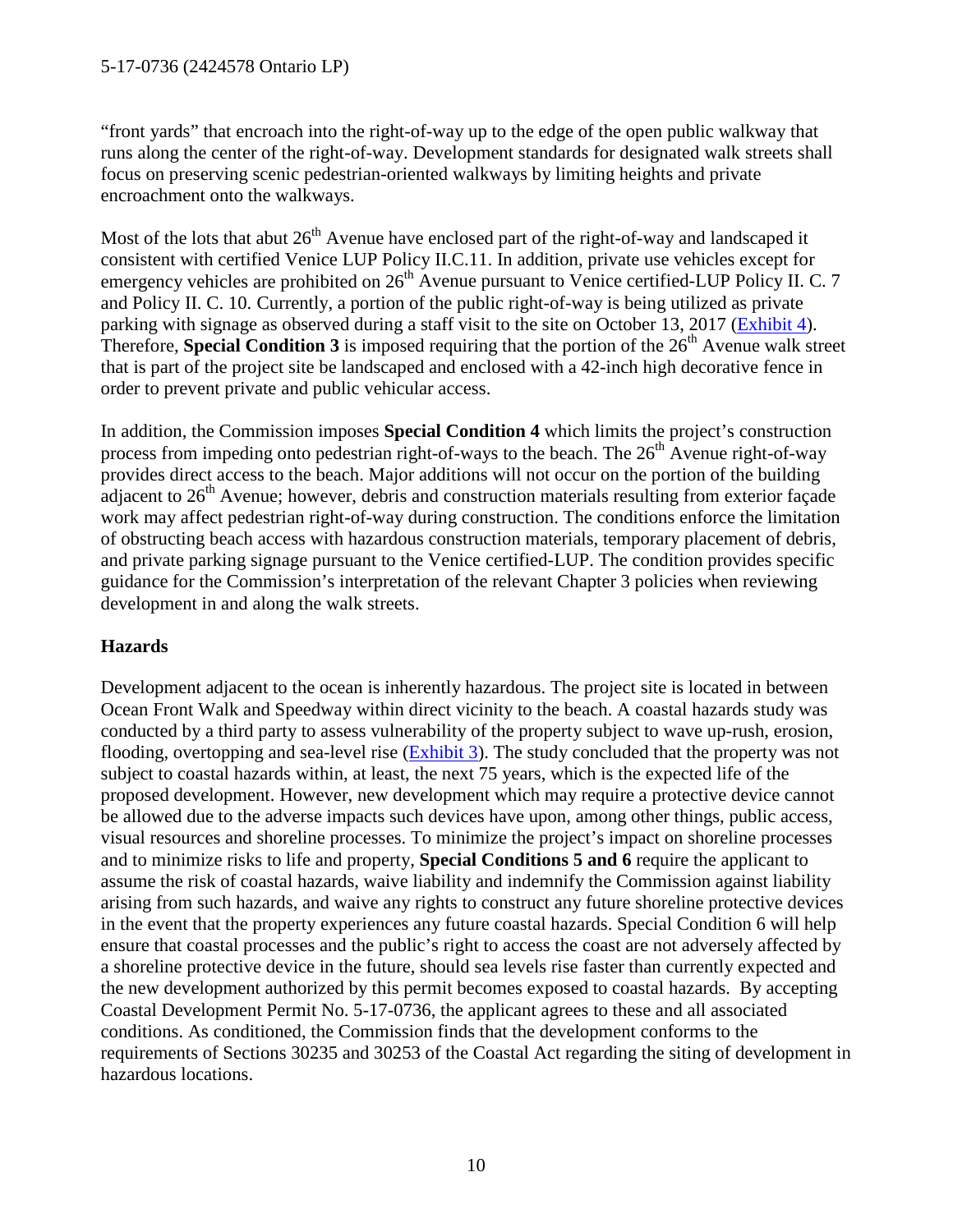"front yards" that encroach into the right-of-way up to the edge of the open public walkway that runs along the center of the right-of-way. Development standards for designated walk streets shall focus on preserving scenic pedestrian-oriented walkways by limiting heights and private encroachment onto the walkways.

Most of the lots that abut 26th Avenue have enclosed part of the right-of-way and landscaped it consistent with certified Venice LUP Policy II.C.11. In addition, private use vehicles except for emergency vehicles are prohibited on 26th Avenue pursuant to Venice certified-LUP Policy II. C. 7 and Policy II. C. 10. Currently, a portion of the public right-of-way is being utilized as private parking with signage as observed during a staff visit to the site on October 13, 2017 (Exhibit 4). Therefore, **Special Condition 3** is imposed requiring that the portion of the 26th Avenue walk street that is part of the project site be landscaped and enclosed with a 42-inch high decorative fence in order to prevent private and public vehicular access.

In addition, the Commission imposes **Special Condition 4** which limits the project's construction process from impeding onto pedestrian right-of-ways to the beach. The 26th Avenue right-of-way provides direct access to the beach. Major additions will not occur on the portion of the building adjacent to 26th Avenue; however, debris and construction materials resulting from exterior façade work may affect pedestrian right-of-way during construction. The conditions enforce the limitation of obstructing beach access with hazardous construction materials, temporary placement of debris, and private parking signage pursuant to the Venice certified-LUP. The condition provides specific guidance for the Commission's interpretation of the relevant Chapter 3 policies when reviewing development in and along the walk streets.

## Hazards

Development adjacent to the ocean is inherently hazardous. The project site is located in between Ocean Front Walk and Speedway within direct vicinity to the beach. A coastal hazards study was conducted by a third party to assess vulnerability of the property subject to wave up-rush, erosion, flooding, overtopping and sea-level rise (Exhibit 3). The study concluded that the property was not subject to coastal hazards within, at least, the next 75 years, which is the expected life of the proposed development. However, new development which may require a protective device cannot be allowed due to the adverse impacts such devices have upon, among other things, public access, visual resources and shoreline processes. To minimize the project's impact on shoreline processes and to minimize risks to life and property, **Special Conditions 5 and 6** require the applicant to assume the risk of coastal hazards, waive liability and indemnify the Commission against liability arising from such hazards, and waive any rights to construct any future shoreline protective devices in the event that the property experiences any future coastal hazards. Special Condition 6 will help ensure that coastal processes and the public's right to access the coast are not adversely affected by a shoreline protective device in the future, should sea levels rise faster than currently expected and the new development authorized by this permit becomes exposed to coastal hazards. By accepting Coastal Development Permit No. 5-17-0736, the applicant agrees to these and all associated conditions. As conditioned, the Commission finds that the development conforms to the requirements of Sections 30235 and 30253 of the Coastal Act regarding the siting of development in hazardous locations.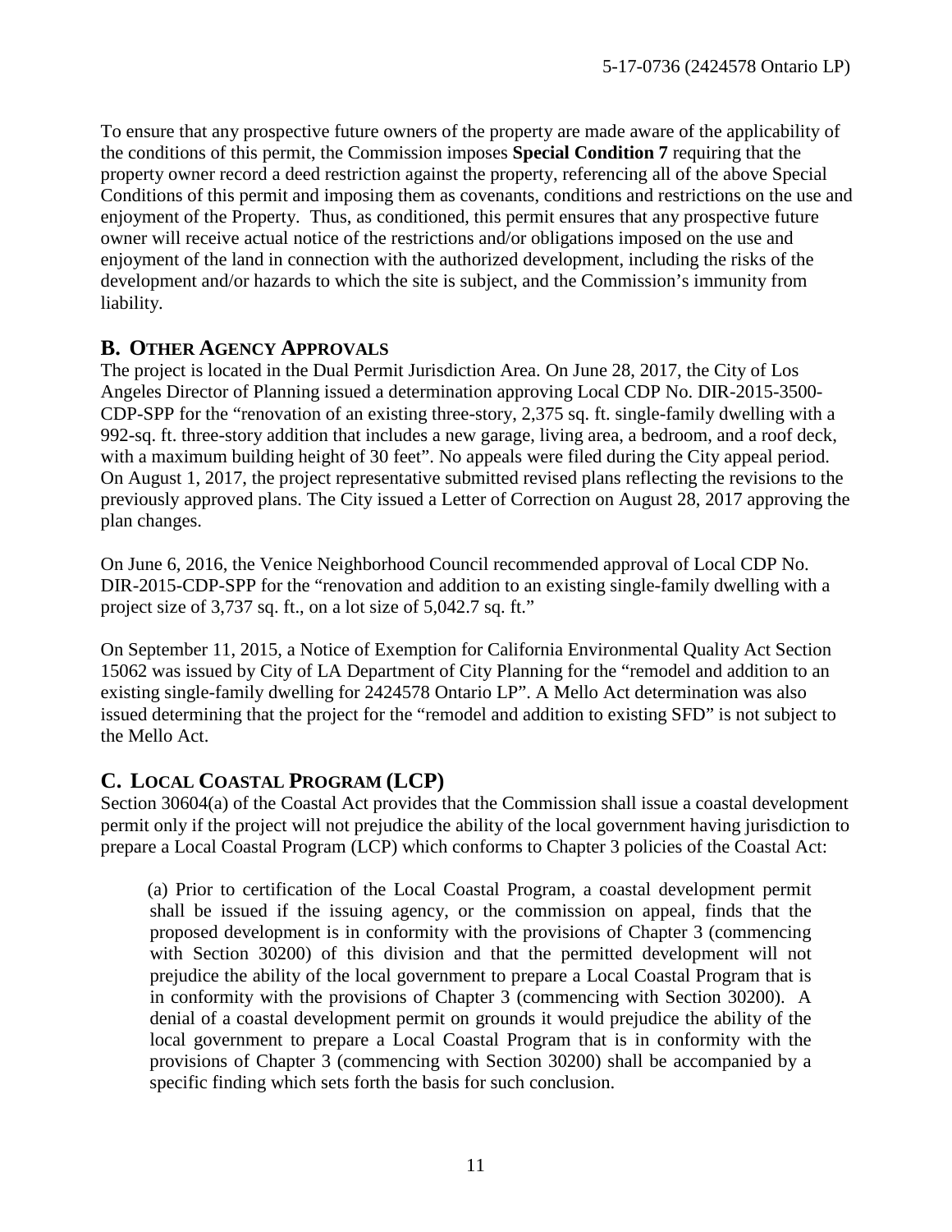To ensure that any prospective future owners of the property are made aware of the applicability of the conditions of this permit, the Commission imposes **Special Condition 7** requiring that the property owner record a deed restriction against the property, referencing all of the above Special Conditions of this permit and imposing them as covenants, conditions and restrictions on the use and enjoyment of the Property. Thus, as conditioned, this permit ensures that any prospective future owner will receive actual notice of the restrictions and/or obligations imposed on the use and enjoyment of the land in connection with the authorized development, including the risks of the development and/or hazards to which the site is subject, and the Commission's immunity from liability.

## B. OTHER AGENCY APPROVALS

The project is located in the Dual Permit Jurisdiction Area. On June 28, 2017, the City of Los Angeles Director of Planning issued a determination approving Local CDP No. DIR-2015-3500-CDP-SPP for the "renovation of an existing three-story, 2,375 sq. ft. single-family dwelling with a 992-sq. ft. three-story addition that includes a new garage, living area, a bedroom, and a roof deck, with a maximum building height of 30 feet". No appeals were filed during the City appeal period. On August 1, 2017, the project representative submitted revised plans reflecting the revisions to the previously approved plans. The City issued a Letter of Correction on August 28, 2017 approving the plan changes.

On June 6, 2016, the Venice Neighborhood Council recommended approval of Local CDP No. DIR-2015-CDP-SPP for the "renovation and addition to an existing single-family dwelling with a project size of 3,737 sq. ft., on a lot size of 5,042.7 sq. ft."

On September 11, 2015, a Notice of Exemption for California Environmental Quality Act Section 15062 was issued by City of LA Department of City Planning for the "remodel and addition to an existing single-family dwelling for 2424578 Ontario LP". A Mello Act determination was also issued determining that the project for the "remodel and addition to existing SFD" is not subject to the Mello Act.

## C. LOCAL COASTAL PROGRAM (LCP)

Section 30604(a) of the Coastal Act provides that the Commission shall issue a coastal development permit only if the project will not prejudice the ability of the local government having jurisdiction to prepare a Local Coastal Program (LCP) which conforms to Chapter 3 policies of the Coastal Act:

> (a) Prior to certification of the Local Coastal Program, a coastal development permit shall be issued if the issuing agency, or the commission on appeal, finds that the proposed development is in conformity with the provisions of Chapter 3 (commencing with Section 30200) of this division and that the permitted development will not prejudice the ability of the local government to prepare a Local Coastal Program that is in conformity with the provisions of Chapter 3 (commencing with Section 30200). A denial of a coastal development permit on grounds it would prejudice the ability of the local government to prepare a Local Coastal Program that is in conformity with the provisions of Chapter 3 (commencing with Section 30200) shall be accompanied by a specific finding which sets forth the basis for such conclusion.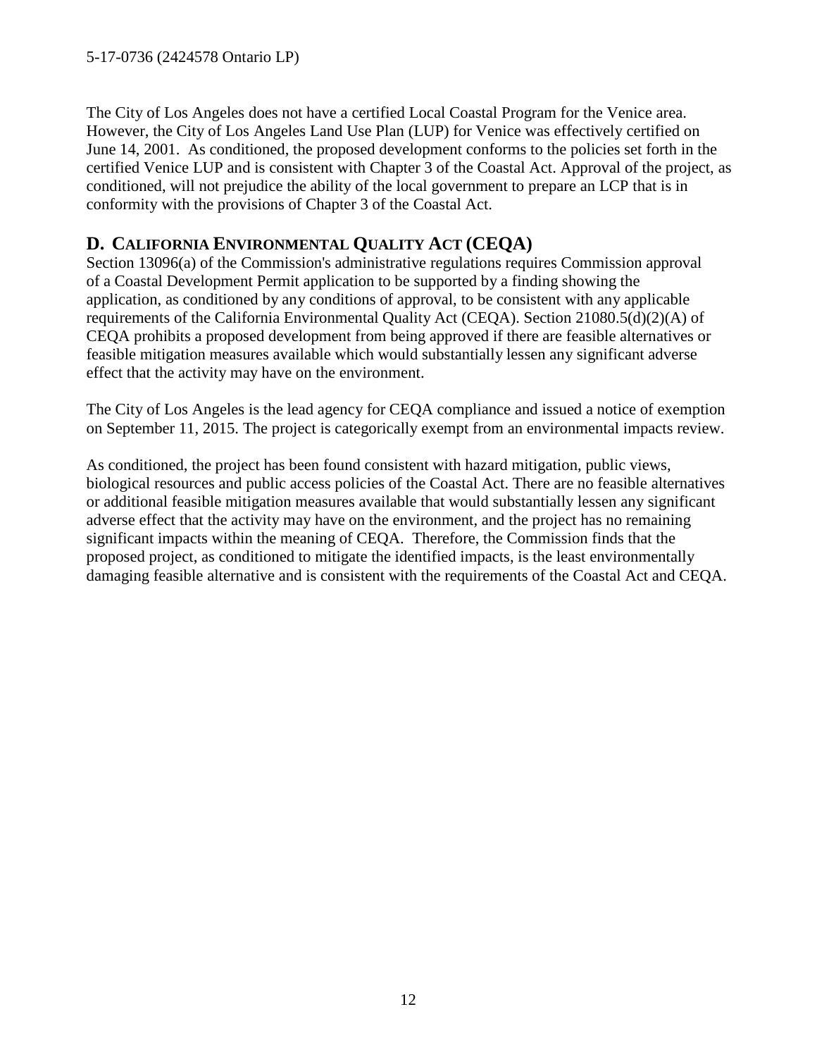The City of Los Angeles does not have a certified Local Coastal Program for the Venice area. However, the City of Los Angeles Land Use Plan (LUP) for Venice was effectively certified on June 14, 2001. As conditioned, the proposed development conforms to the policies set forth in the certified Venice LUP and is consistent with Chapter 3 of the Coastal Act. Approval of the project, as conditioned, will not prejudice the ability of the local government to prepare an LCP that is in conformity with the provisions of Chapter 3 of the Coastal Act.

## D. CALIFORNIA ENVIRONMENTAL QUALITY ACT (CEQA)

Section 13096(a) of the Commission's administrative regulations requires Commission approval of a Coastal Development Permit application to be supported by a finding showing the application, as conditioned by any conditions of approval, to be consistent with any applicable requirements of the California Environmental Quality Act (CEQA). Section 21080.5(d)(2)(A) of CEQA prohibits a proposed development from being approved if there are feasible alternatives or feasible mitigation measures available which would substantially lessen any significant adverse effect that the activity may have on the environment.

The City of Los Angeles is the lead agency for CEQA compliance and issued a notice of exemption on September 11, 2015. The project is categorically exempt from an environmental impacts review.

As conditioned, the project has been found consistent with hazard mitigation, public views, biological resources and public access policies of the Coastal Act. There are no feasible alternatives or additional feasible mitigation measures available that would substantially lessen any significant adverse effect that the activity may have on the environment, and the project has no remaining significant impacts within the meaning of CEQA. Therefore, the Commission finds that the proposed project, as conditioned to mitigate the identified impacts, is the least environmentally damaging feasible alternative and is consistent with the requirements of the Coastal Act and CEQA.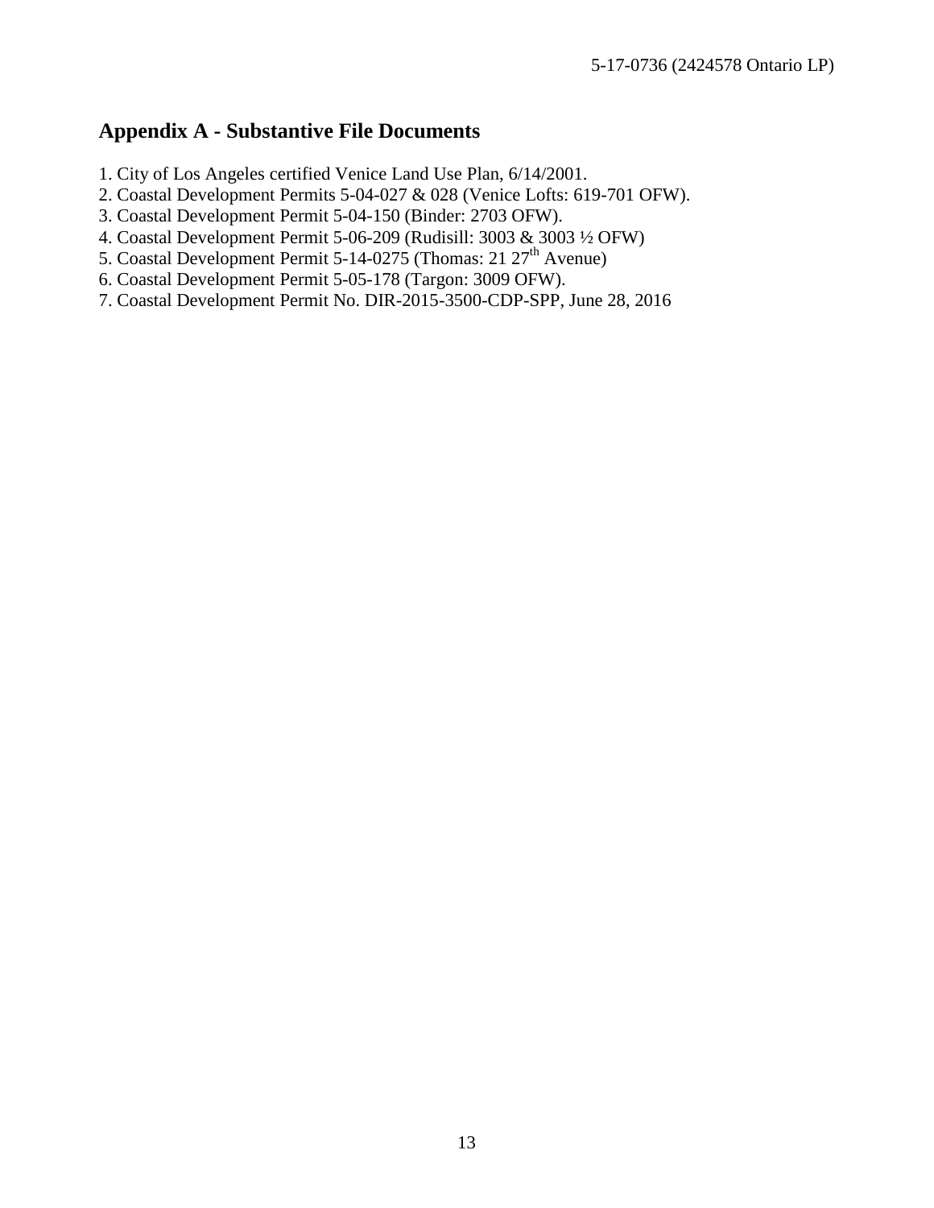## Appendix A - Substantive File Documents

1. City of Los Angeles certified Venice Land Use Plan, 6/14/2001.
2. Coastal Development Permits 5-04-027 & 028 (Venice Lofts: 619-701 OFW).
3. Coastal Development Permit 5-04-150 (Binder: 2703 OFW).
4. Coastal Development Permit 5-06-209 (Rudisill: 3003 & 3003 ½ OFW)
5. Coastal Development Permit 5-14-0275 (Thomas: 21 27th Avenue)
6. Coastal Development Permit 5-05-178 (Targon: 3009 OFW).
7. Coastal Development Permit No. DIR-2015-3500-CDP-SPP, June 28, 2016